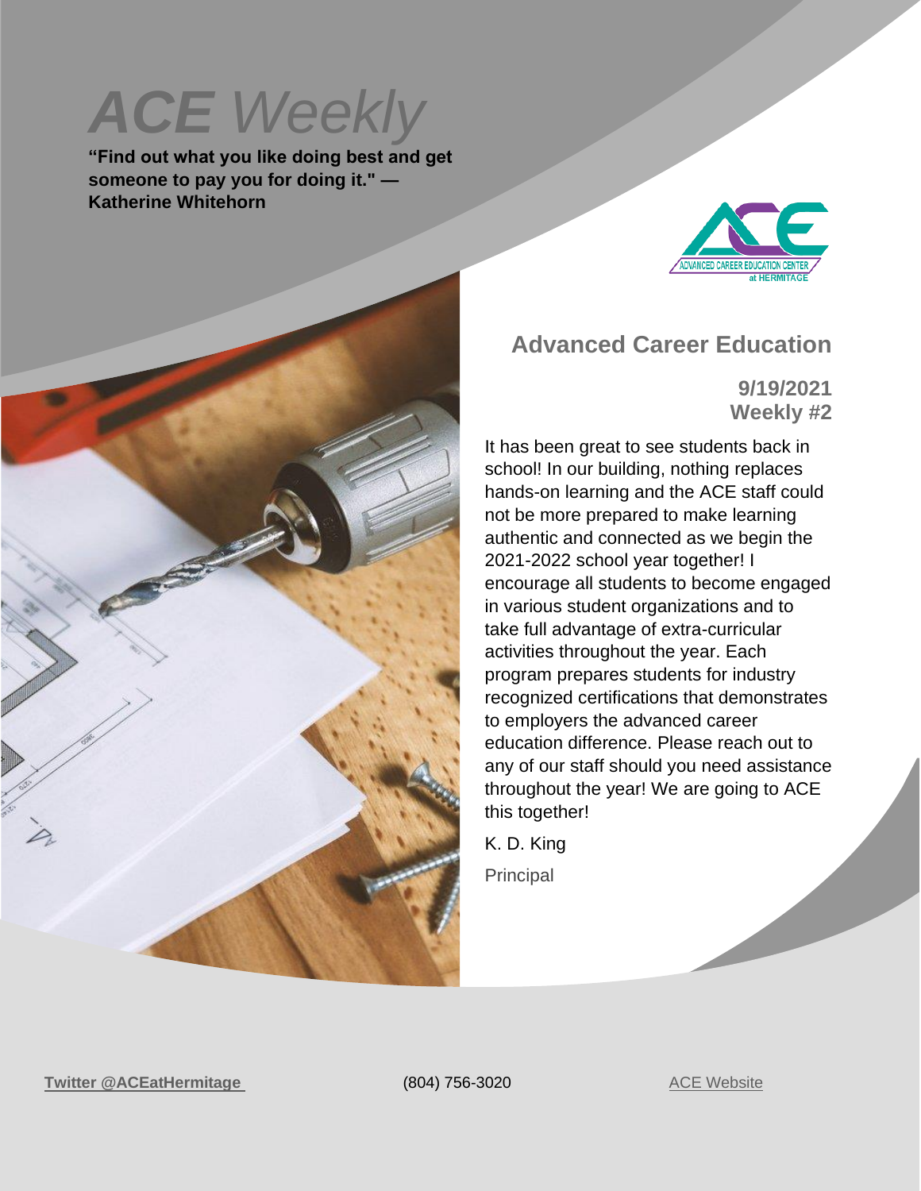# *ACE Weekly*

**"Find out what you like doing best and get someone to pay you for doing it." — Katherine Whitehorn**

ADVANCED CAREER EDUCATION CENTER at HERMITAGE

## Advanced Career Education

**9/19/2021**
**Weekly #2**

It has been great to see students back in school! In our building, nothing replaces hands-on learning and the ACE staff could not be more prepared to make learning authentic and connected as we begin the 2021-2022 school year together! I encourage all students to become engaged in various student organizations and to take full advantage of extra-curricular activities throughout the year. Each program prepares students for industry recognized certifications that demonstrates to employers the advanced career education difference. Please reach out to any of our staff should you need assistance throughout the year! We are going to ACE this together!

K. D. King

Principal

**Twitter @ACEatHermitage** (804) 756-3020 ACE Website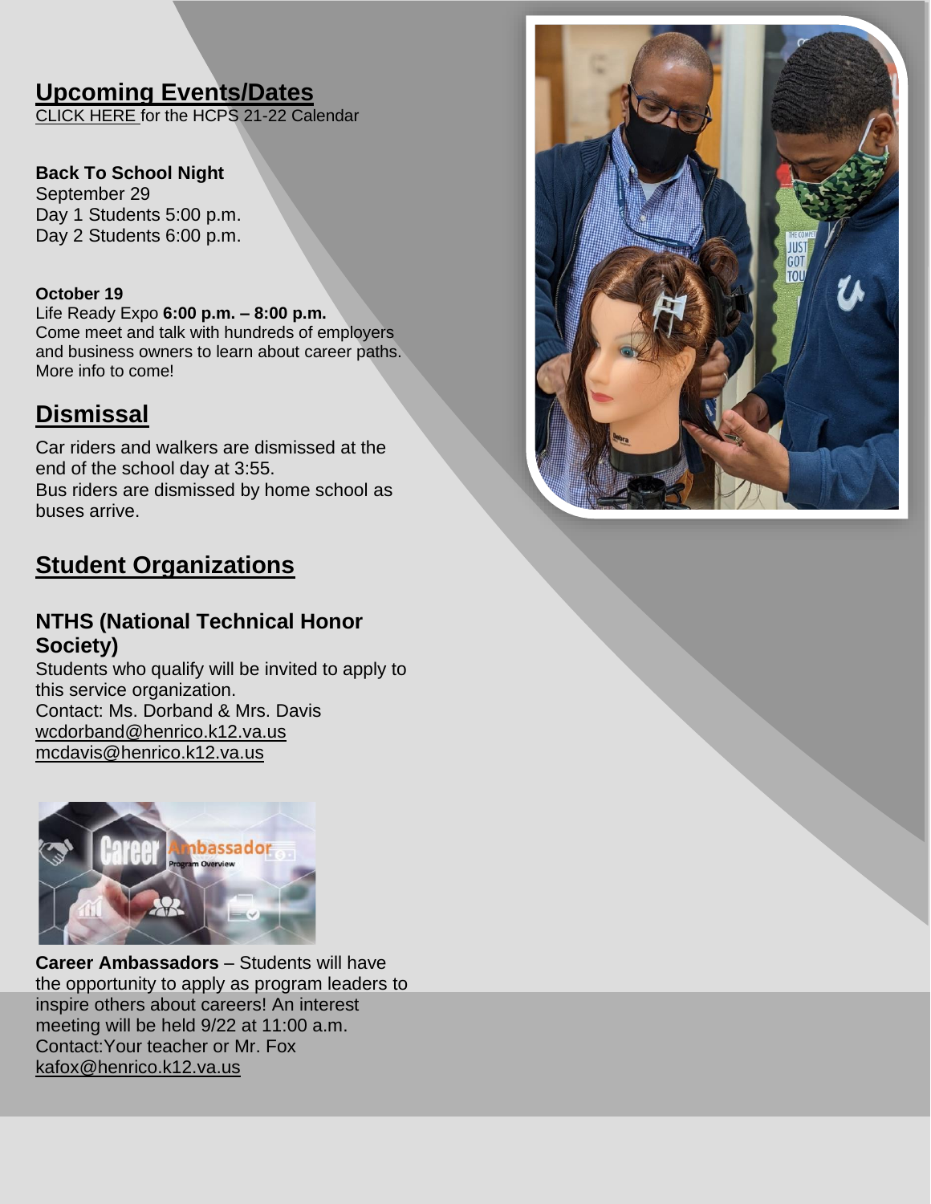## Upcoming Events/Dates

CLICK HERE for the HCPS 21-22 Calendar

**Back To School Night**
September 29
Day 1 Students 5:00 p.m.
Day 2 Students 6:00 p.m.

**October 19**
Life Ready Expo **6:00 p.m. – 8:00 p.m.**
Come meet and talk with hundreds of employers and business owners to learn about career paths. More info to come!

## Dismissal

Car riders and walkers are dismissed at the end of the school day at 3:55.
Bus riders are dismissed by home school as buses arrive.

## Student Organizations

### NTHS (National Technical Honor Society)

Students who qualify will be invited to apply to this service organization.
Contact: Ms. Dorband & Mrs. Davis
wcdorband@henrico.k12.va.us
mcdavis@henrico.k12.va.us

**Career Ambassadors** – Students will have the opportunity to apply as program leaders to inspire others about careers! An interest meeting will be held 9/22 at 11:00 a.m.
Contact:Your teacher or Mr. Fox
kafox@henrico.k12.va.us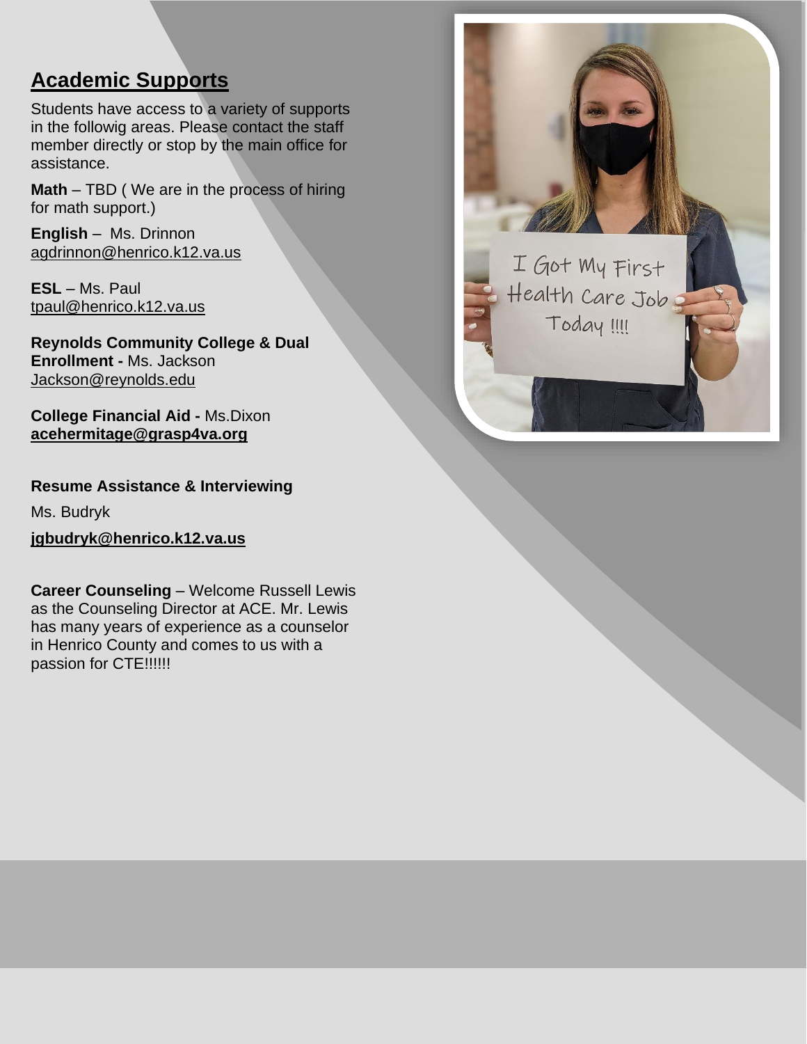## Academic Supports

Students have access to a variety of supports in the followig areas. Please contact the staff member directly or stop by the main office for assistance.

**Math** – TBD ( We are in the process of hiring for math support.)

**English** – Ms. Drinnon
agdrinnon@henrico.k12.va.us

**ESL** – Ms. Paul
tpaul@henrico.k12.va.us

**Reynolds Community College & Dual Enrollment -** Ms. Jackson
Jackson@reynolds.edu

**College Financial Aid -** Ms.Dixon
**acehermitage@grasp4va.org**

**Resume Assistance & Interviewing**

Ms. Budryk

**jgbudryk@henrico.k12.va.us**

**Career Counseling** – Welcome Russell Lewis as the Counseling Director at ACE. Mr. Lewis has many years of experience as a counselor in Henrico County and comes to us with a passion for CTE!!!!!!